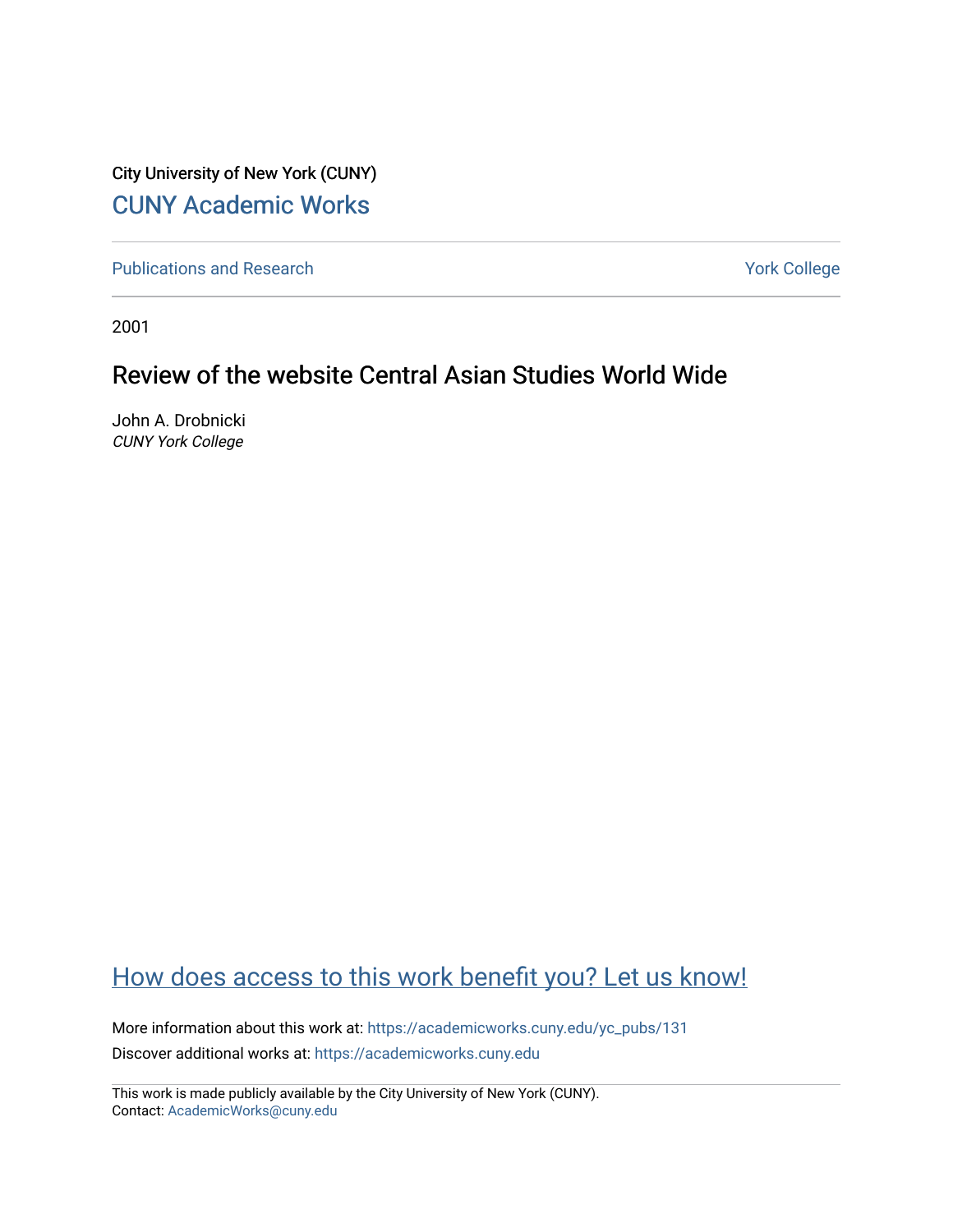City University of New York (CUNY)

CUNY Academic Works

Publications and Research

York College

2001

# Review of the website Central Asian Studies World Wide

John A. Drobnicki
*CUNY York College*

How does access to this work benefit you? Let us know!

More information about this work at: https://academicworks.cuny.edu/yc_pubs/131

Discover additional works at: https://academicworks.cuny.edu

This work is made publicly available by the City University of New York (CUNY).
Contact: AcademicWorks@cuny.edu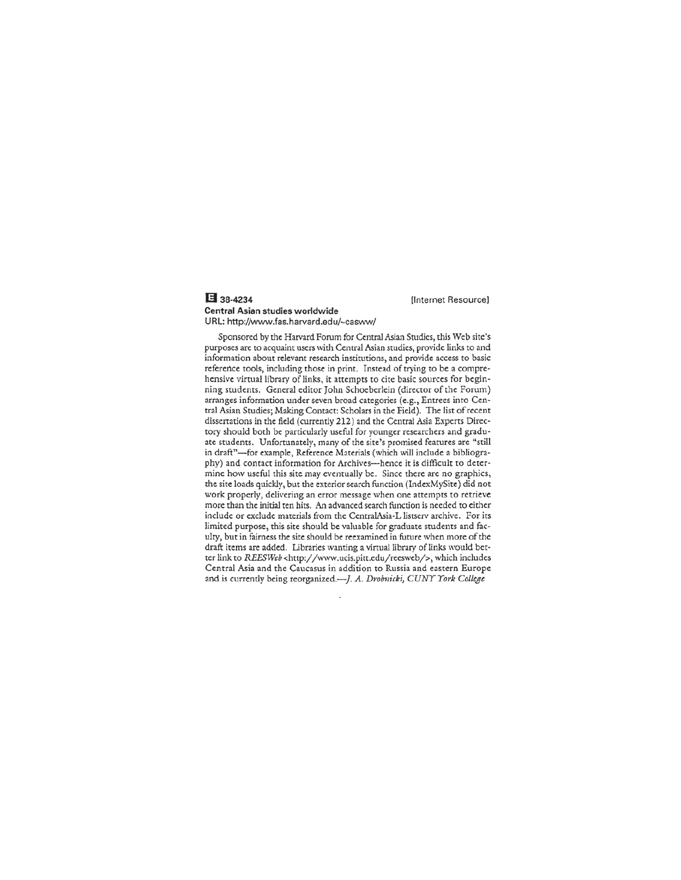**E 38-4234** [Internet Resource]

**Central Asian studies worldwide**
**URL: http://www.fas.harvard.edu/~casww/**

Sponsored by the Harvard Forum for Central Asian Studies, this Web site's purposes are to acquaint users with Central Asian studies, provide links to and information about relevant research institutions, and provide access to basic reference tools, including those in print. Instead of trying to be a comprehensive virtual library of links, it attempts to cite basic sources for beginning students. General editor John Schoeberlein (director of the Forum) arranges information under seven broad categories (e.g., Entrees into Central Asian Studies; Making Contact: Scholars in the Field). The list of recent dissertations in the field (currently 212) and the Central Asia Experts Directory should both be particularly useful for younger researchers and graduate students. Unfortunately, many of the site's promised features are "still in draft"—for example, Reference Materials (which will include a bibliography) and contact information for Archives—hence it is difficult to determine how useful this site may eventually be. Since there are no graphics, the site loads quickly, but the exterior search function (IndexMySite) did not work properly, delivering an error message when one attempts to retrieve more than the initial ten hits. An advanced search function is needed to either include or exclude materials from the CentralAsia-L listserv archive. For its limited purpose, this site should be valuable for graduate students and faculty, but in fairness the site should be reexamined in future when more of the draft items are added. Libraries wanting a virtual library of links would better link to *REESWeb* <http://www.ucis.pitt.edu/reesweb/>, which includes Central Asia and the Caucasus in addition to Russia and eastern Europe and is currently being reorganized.—*J. A. Drobnicki, CUNY York College*